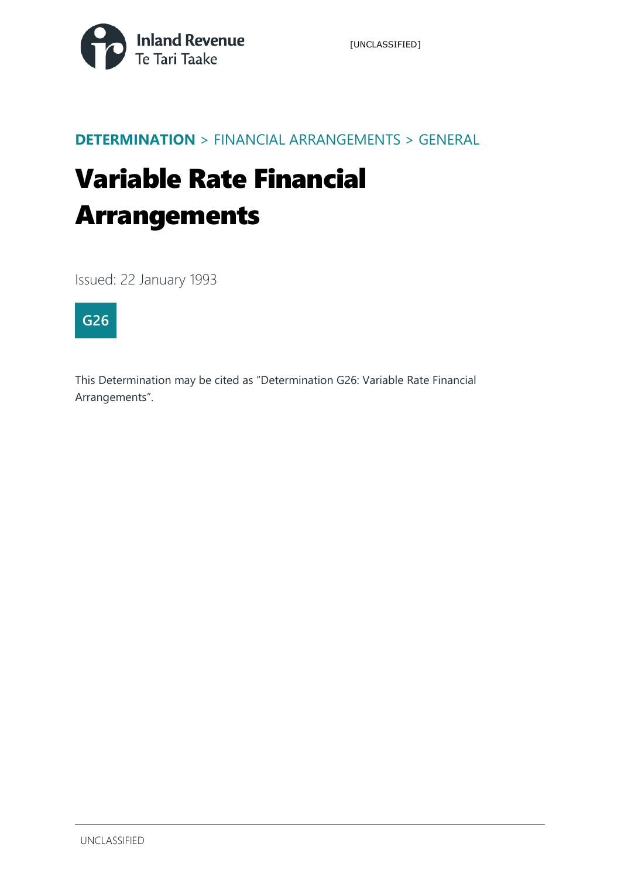[UNCLASSIFIED]

**DETERMINATION** > FINANCIAL ARRANGEMENTS > GENERAL

# Variable Rate Financial Arrangements

Issued: 22 January 1993

**G26**

This Determination may be cited as "Determination G26: Variable Rate Financial Arrangements".

UNCLASSIFIED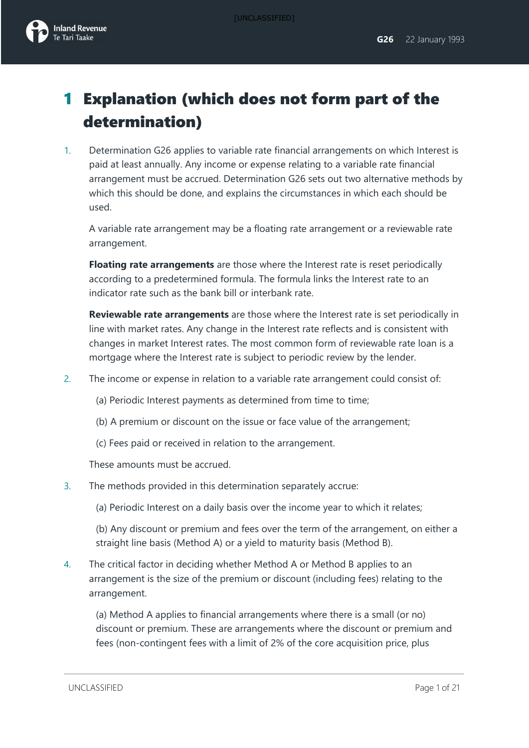# 1 Explanation (which does not form part of the determination)

1. Determination G26 applies to variable rate financial arrangements on which Interest is paid at least annually. Any income or expense relating to a variable rate financial arrangement must be accrued. Determination G26 sets out two alternative methods by which this should be done, and explains the circumstances in which each should be used.

   A variable rate arrangement may be a floating rate arrangement or a reviewable rate arrangement.

   **Floating rate arrangements** are those where the Interest rate is reset periodically according to a predetermined formula. The formula links the Interest rate to an indicator rate such as the bank bill or interbank rate.

   **Reviewable rate arrangements** are those where the Interest rate is set periodically in line with market rates. Any change in the Interest rate reflects and is consistent with changes in market Interest rates. The most common form of reviewable rate loan is a mortgage where the Interest rate is subject to periodic review by the lender.

2. The income or expense in relation to a variable rate arrangement could consist of:

   (a) Periodic Interest payments as determined from time to time;

   (b) A premium or discount on the issue or face value of the arrangement;

   (c) Fees paid or received in relation to the arrangement.

   These amounts must be accrued.

3. The methods provided in this determination separately accrue:

   (a) Periodic Interest on a daily basis over the income year to which it relates;

   (b) Any discount or premium and fees over the term of the arrangement, on either a straight line basis (Method A) or a yield to maturity basis (Method B).

4. The critical factor in deciding whether Method A or Method B applies to an arrangement is the size of the premium or discount (including fees) relating to the arrangement.

   (a) Method A applies to financial arrangements where there is a small (or no) discount or premium. These are arrangements where the discount or premium and fees (non-contingent fees with a limit of 2% of the core acquisition price, plus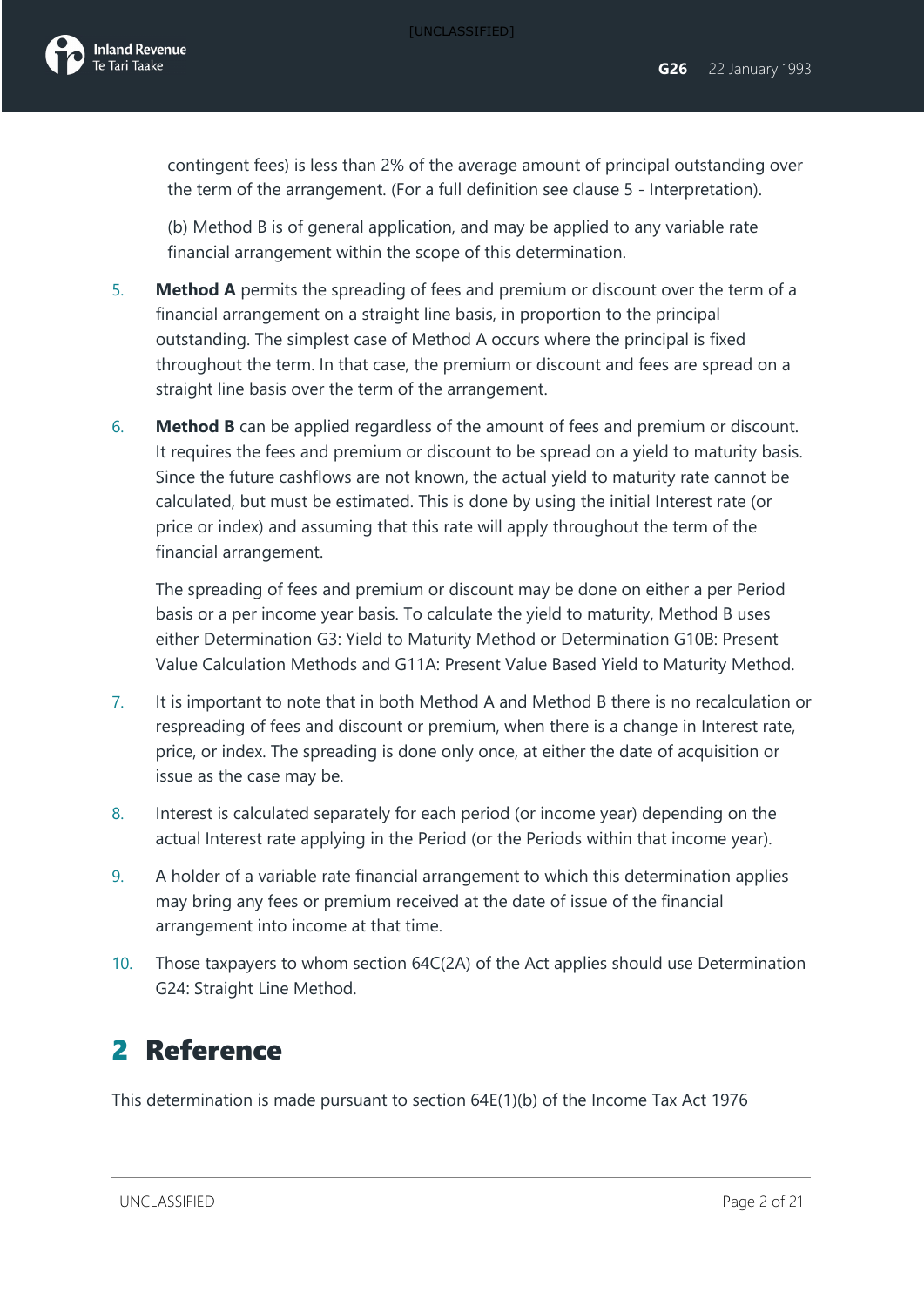contingent fees) is less than 2% of the average amount of principal outstanding over the term of the arrangement. (For a full definition see clause 5 - Interpretation).

(b) Method B is of general application, and may be applied to any variable rate financial arrangement within the scope of this determination.

5. **Method A** permits the spreading of fees and premium or discount over the term of a financial arrangement on a straight line basis, in proportion to the principal outstanding. The simplest case of Method A occurs where the principal is fixed throughout the term. In that case, the premium or discount and fees are spread on a straight line basis over the term of the arrangement.

6. **Method B** can be applied regardless of the amount of fees and premium or discount. It requires the fees and premium or discount to be spread on a yield to maturity basis. Since the future cashflows are not known, the actual yield to maturity rate cannot be calculated, but must be estimated. This is done by using the initial Interest rate (or price or index) and assuming that this rate will apply throughout the term of the financial arrangement.

   The spreading of fees and premium or discount may be done on either a per Period basis or a per income year basis. To calculate the yield to maturity, Method B uses either Determination G3: Yield to Maturity Method or Determination G10B: Present Value Calculation Methods and G11A: Present Value Based Yield to Maturity Method.

7. It is important to note that in both Method A and Method B there is no recalculation or respreading of fees and discount or premium, when there is a change in Interest rate, price, or index. The spreading is done only once, at either the date of acquisition or issue as the case may be.

8. Interest is calculated separately for each period (or income year) depending on the actual Interest rate applying in the Period (or the Periods within that income year).

9. A holder of a variable rate financial arrangement to which this determination applies may bring any fees or premium received at the date of issue of the financial arrangement into income at that time.

10. Those taxpayers to whom section 64C(2A) of the Act applies should use Determination G24: Straight Line Method.

# 2 Reference

This determination is made pursuant to section 64E(1)(b) of the Income Tax Act 1976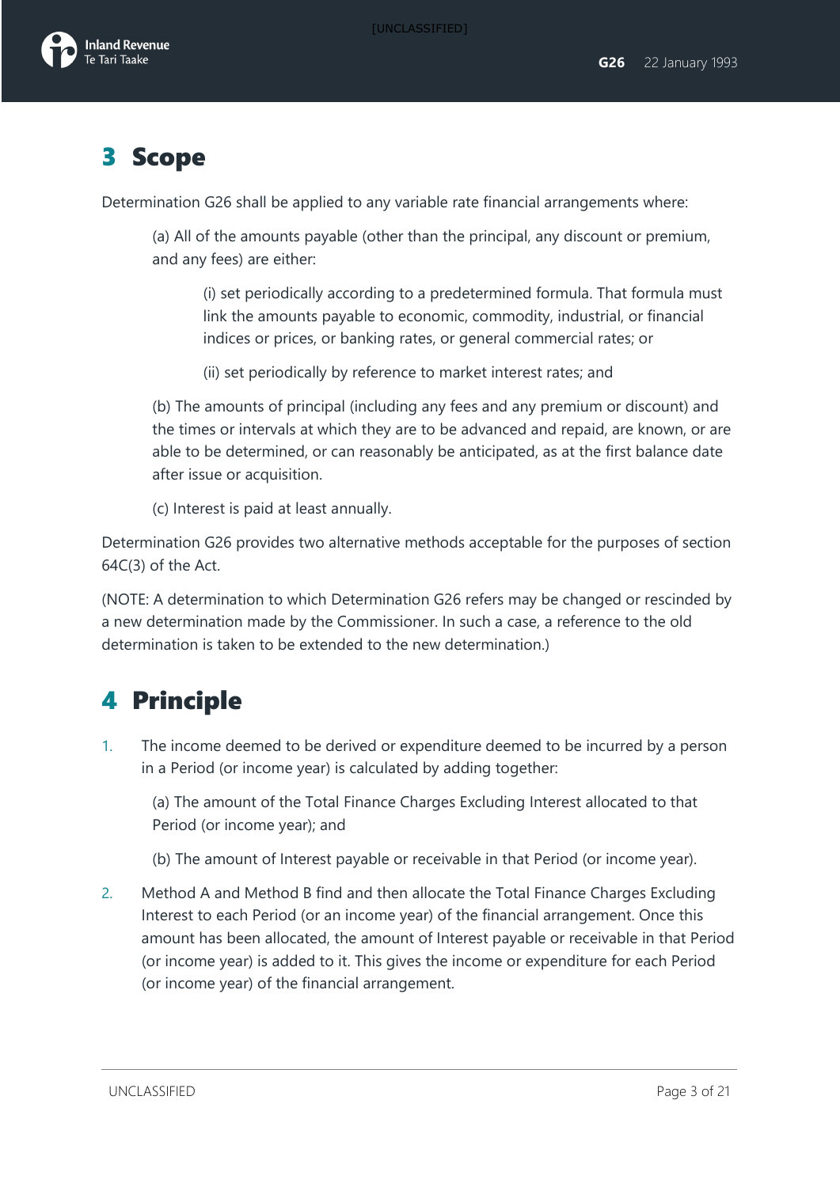# 3 Scope

Determination G26 shall be applied to any variable rate financial arrangements where:

(a) All of the amounts payable (other than the principal, any discount or premium, and any fees) are either:

(i) set periodically according to a predetermined formula. That formula must link the amounts payable to economic, commodity, industrial, or financial indices or prices, or banking rates, or general commercial rates; or

(ii) set periodically by reference to market interest rates; and

(b) The amounts of principal (including any fees and any premium or discount) and the times or intervals at which they are to be advanced and repaid, are known, or are able to be determined, or can reasonably be anticipated, as at the first balance date after issue or acquisition.

(c) Interest is paid at least annually.

Determination G26 provides two alternative methods acceptable for the purposes of section 64C(3) of the Act.

(NOTE: A determination to which Determination G26 refers may be changed or rescinded by a new determination made by the Commissioner. In such a case, a reference to the old determination is taken to be extended to the new determination.)

# 4 Principle

1. The income deemed to be derived or expenditure deemed to be incurred by a person in a Period (or income year) is calculated by adding together:

   (a) The amount of the Total Finance Charges Excluding Interest allocated to that Period (or income year); and

   (b) The amount of Interest payable or receivable in that Period (or income year).

2. Method A and Method B find and then allocate the Total Finance Charges Excluding Interest to each Period (or an income year) of the financial arrangement. Once this amount has been allocated, the amount of Interest payable or receivable in that Period (or income year) is added to it. This gives the income or expenditure for each Period (or income year) of the financial arrangement.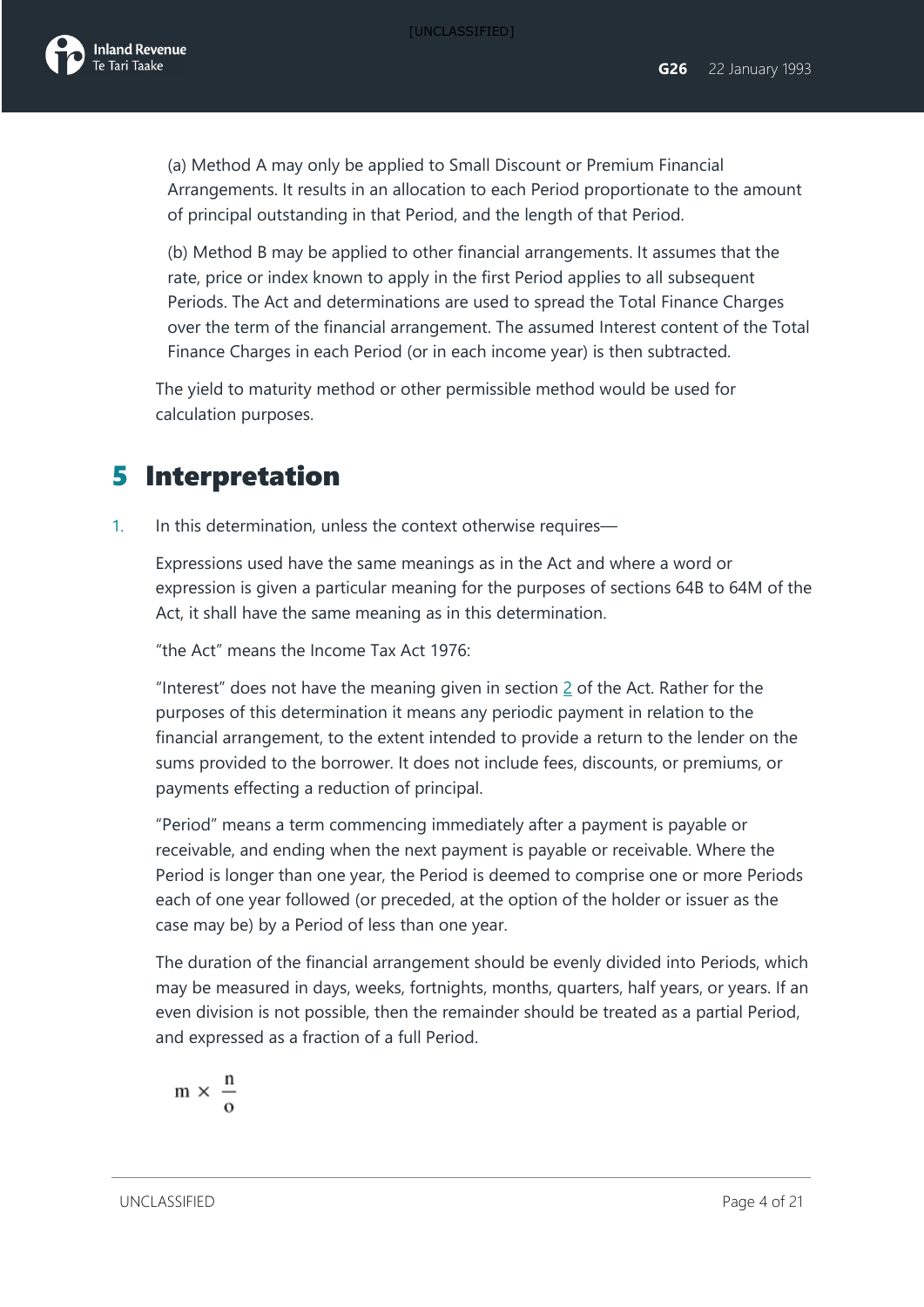(a) Method A may only be applied to Small Discount or Premium Financial Arrangements. It results in an allocation to each Period proportionate to the amount of principal outstanding in that Period, and the length of that Period.

(b) Method B may be applied to other financial arrangements. It assumes that the rate, price or index known to apply in the first Period applies to all subsequent Periods. The Act and determinations are used to spread the Total Finance Charges over the term of the financial arrangement. The assumed Interest content of the Total Finance Charges in each Period (or in each income year) is then subtracted.

The yield to maturity method or other permissible method would be used for calculation purposes.

# 5 Interpretation

1. In this determination, unless the context otherwise requires—

Expressions used have the same meanings as in the Act and where a word or expression is given a particular meaning for the purposes of sections 64B to 64M of the Act, it shall have the same meaning as in this determination.

"the Act" means the Income Tax Act 1976:

"Interest" does not have the meaning given in section 2 of the Act. Rather for the purposes of this determination it means any periodic payment in relation to the financial arrangement, to the extent intended to provide a return to the lender on the sums provided to the borrower. It does not include fees, discounts, or premiums, or payments effecting a reduction of principal.

"Period" means a term commencing immediately after a payment is payable or receivable, and ending when the next payment is payable or receivable. Where the Period is longer than one year, the Period is deemed to comprise one or more Periods each of one year followed (or preceded, at the option of the holder or issuer as the case may be) by a Period of less than one year.

The duration of the financial arrangement should be evenly divided into Periods, which may be measured in days, weeks, fortnights, months, quarters, half years, or years. If an even division is not possible, then the remainder should be treated as a partial Period, and expressed as a fraction of a full Period.

$$m \times \frac{n}{o}$$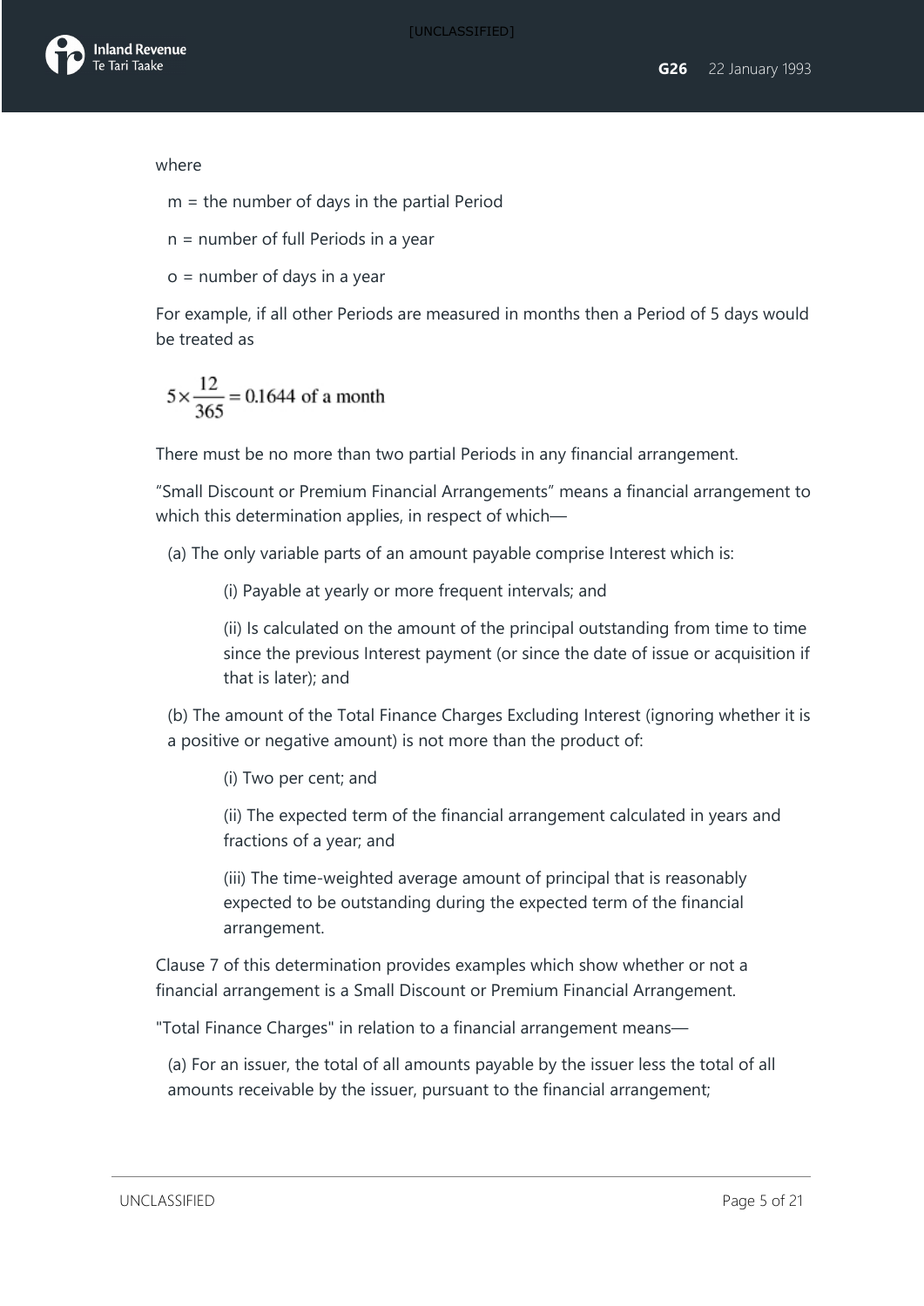where

m = the number of days in the partial Period

n = number of full Periods in a year

o = number of days in a year

For example, if all other Periods are measured in months then a Period of 5 days would be treated as

$$5 \times \frac{12}{365} = 0.1644 \text{ of a month}$$

There must be no more than two partial Periods in any financial arrangement.

“Small Discount or Premium Financial Arrangements” means a financial arrangement to which this determination applies, in respect of which—

(a) The only variable parts of an amount payable comprise Interest which is:

> (i) Payable at yearly or more frequent intervals; and
>
> (ii) Is calculated on the amount of the principal outstanding from time to time since the previous Interest payment (or since the date of issue or acquisition if that is later); and

(b) The amount of the Total Finance Charges Excluding Interest (ignoring whether it is a positive or negative amount) is not more than the product of:

> (i) Two per cent; and
>
> (ii) The expected term of the financial arrangement calculated in years and fractions of a year; and
>
> (iii) The time-weighted average amount of principal that is reasonably expected to be outstanding during the expected term of the financial arrangement.

Clause 7 of this determination provides examples which show whether or not a financial arrangement is a Small Discount or Premium Financial Arrangement.

"Total Finance Charges" in relation to a financial arrangement means—

(a) For an issuer, the total of all amounts payable by the issuer less the total of all amounts receivable by the issuer, pursuant to the financial arrangement;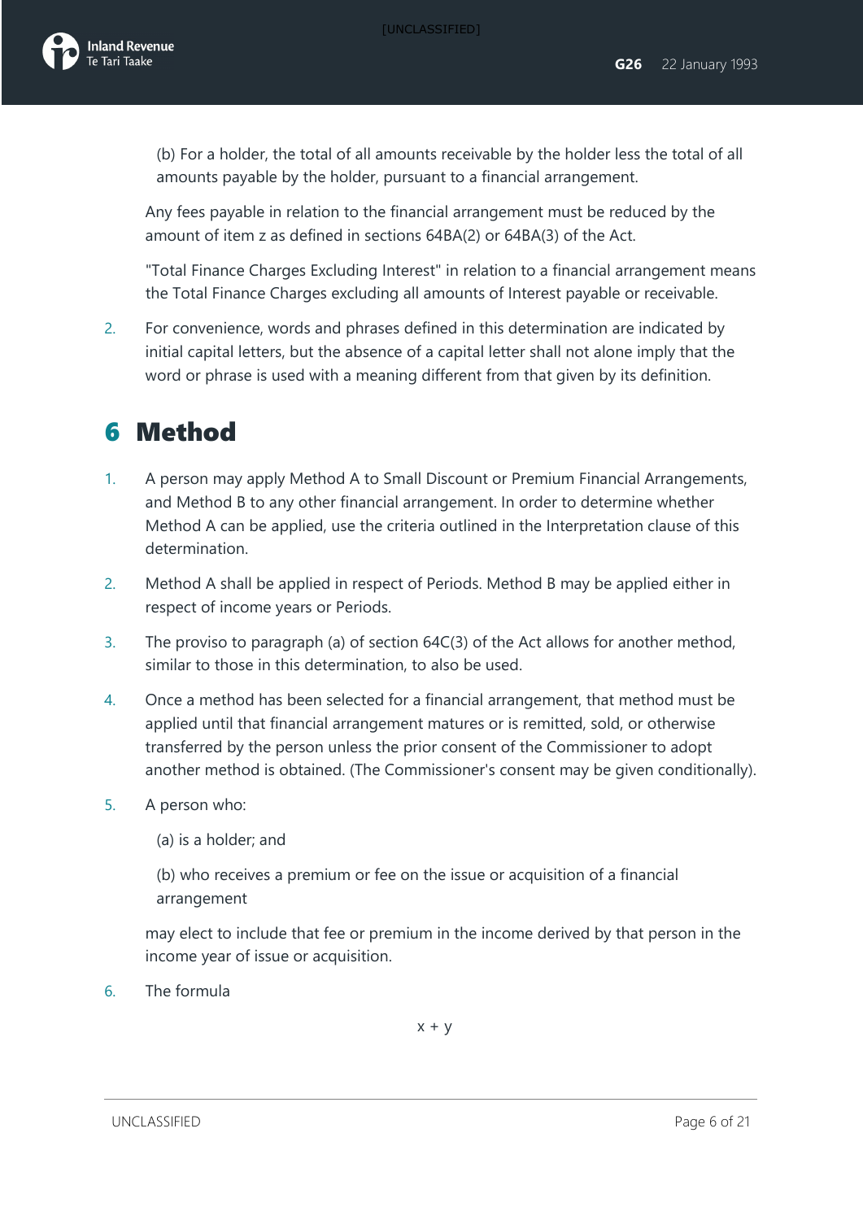(b) For a holder, the total of all amounts receivable by the holder less the total of all amounts payable by the holder, pursuant to a financial arrangement.

Any fees payable in relation to the financial arrangement must be reduced by the amount of item z as defined in sections 64BA(2) or 64BA(3) of the Act.

"Total Finance Charges Excluding Interest" in relation to a financial arrangement means the Total Finance Charges excluding all amounts of Interest payable or receivable.

2. For convenience, words and phrases defined in this determination are indicated by initial capital letters, but the absence of a capital letter shall not alone imply that the word or phrase is used with a meaning different from that given by its definition.

# 6 Method

1. A person may apply Method A to Small Discount or Premium Financial Arrangements, and Method B to any other financial arrangement. In order to determine whether Method A can be applied, use the criteria outlined in the Interpretation clause of this determination.
2. Method A shall be applied in respect of Periods. Method B may be applied either in respect of income years or Periods.
3. The proviso to paragraph (a) of section 64C(3) of the Act allows for another method, similar to those in this determination, to also be used.
4. Once a method has been selected for a financial arrangement, that method must be applied until that financial arrangement matures or is remitted, sold, or otherwise transferred by the person unless the prior consent of the Commissioner to adopt another method is obtained. (The Commissioner's consent may be given conditionally).
5. A person who:

   (a) is a holder; and

   (b) who receives a premium or fee on the issue or acquisition of a financial arrangement

   may elect to include that fee or premium in the income derived by that person in the income year of issue or acquisition.
6. The formula

$$x + y$$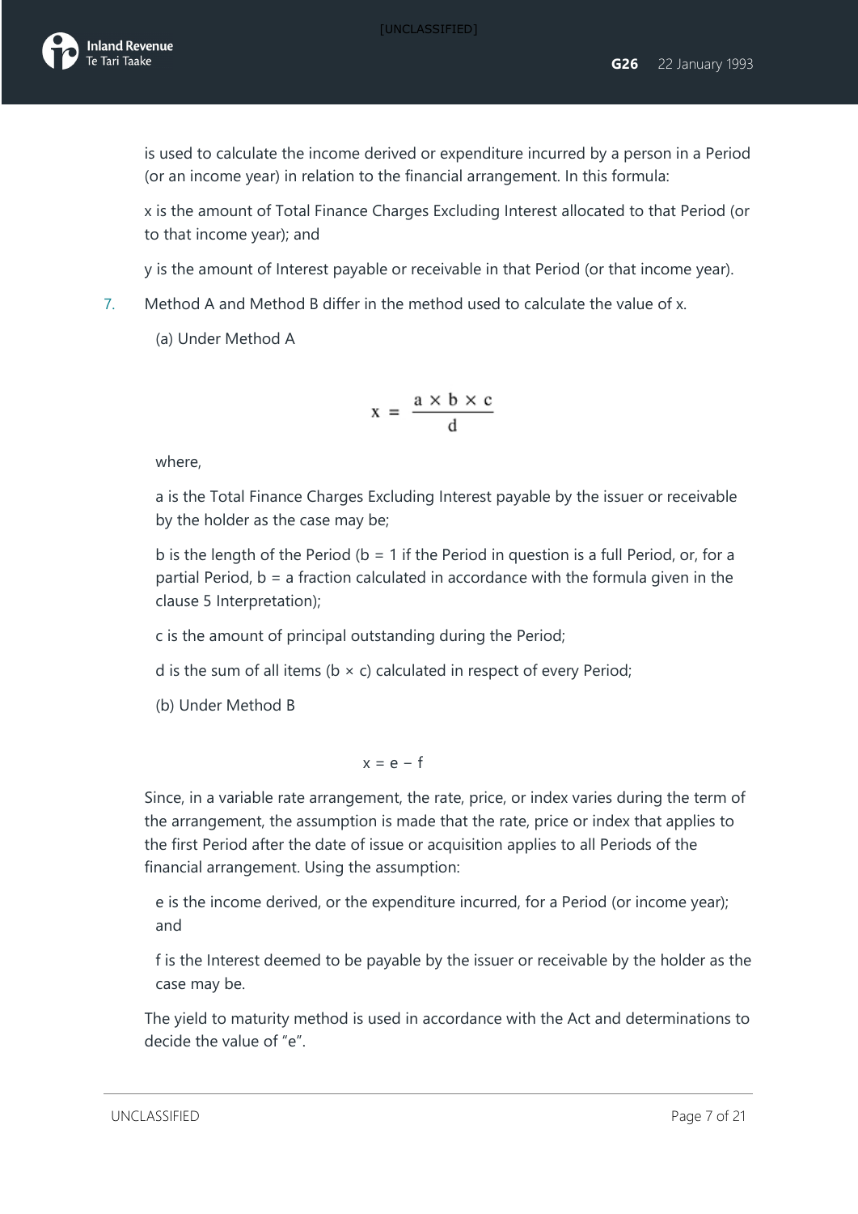is used to calculate the income derived or expenditure incurred by a person in a Period (or an income year) in relation to the financial arrangement. In this formula:

x is the amount of Total Finance Charges Excluding Interest allocated to that Period (or to that income year); and

y is the amount of Interest payable or receivable in that Period (or that income year).

7. Method A and Method B differ in the method used to calculate the value of x.

(a) Under Method A

$$x = \frac{a \times b \times c}{d}$$

where,

a is the Total Finance Charges Excluding Interest payable by the issuer or receivable by the holder as the case may be;

b is the length of the Period (b = 1 if the Period in question is a full Period, or, for a partial Period, b = a fraction calculated in accordance with the formula given in the clause 5 Interpretation);

c is the amount of principal outstanding during the Period;

d is the sum of all items (b × c) calculated in respect of every Period;

(b) Under Method B

$$x = e - f$$

Since, in a variable rate arrangement, the rate, price, or index varies during the term of the arrangement, the assumption is made that the rate, price or index that applies to the first Period after the date of issue or acquisition applies to all Periods of the financial arrangement. Using the assumption:

e is the income derived, or the expenditure incurred, for a Period (or income year); and

f is the Interest deemed to be payable by the issuer or receivable by the holder as the case may be.

The yield to maturity method is used in accordance with the Act and determinations to decide the value of "e".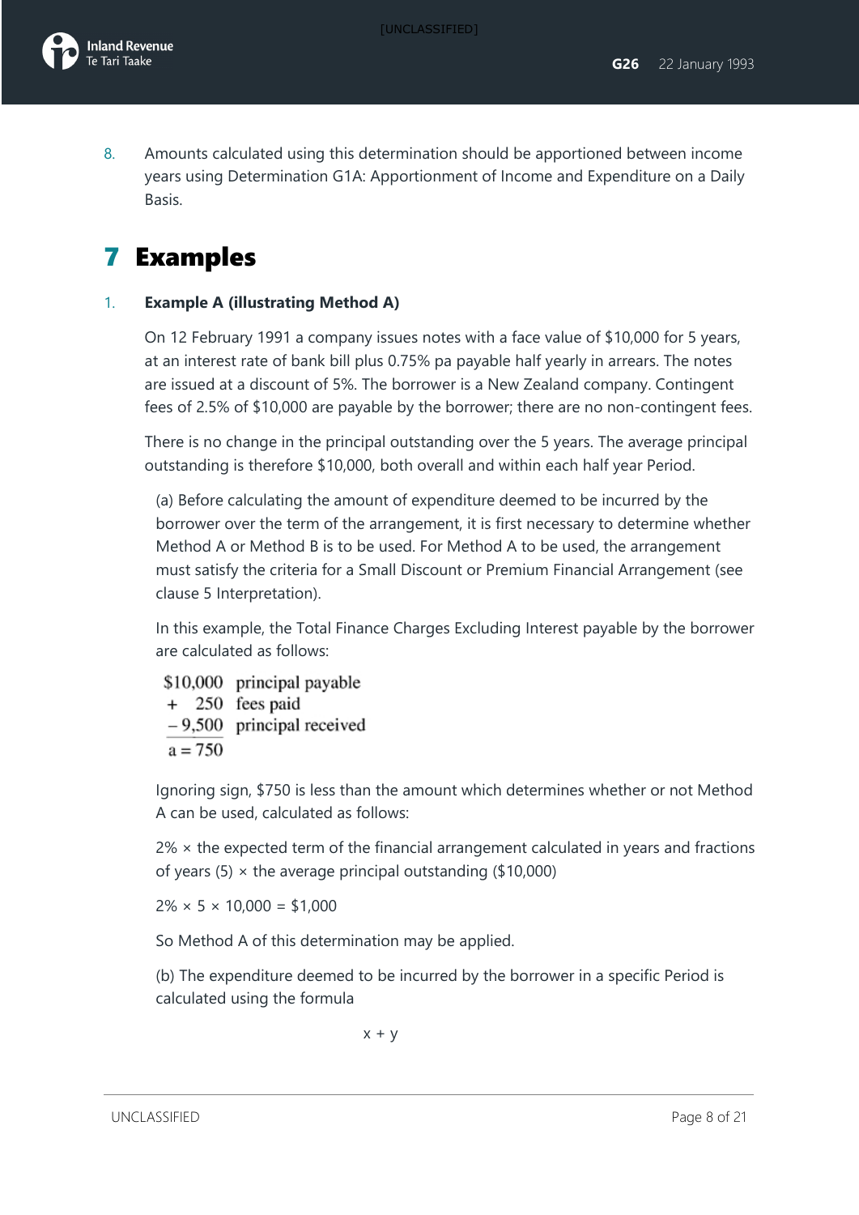8. Amounts calculated using this determination should be apportioned between income years using Determination G1A: Apportionment of Income and Expenditure on a Daily Basis.

# 7 Examples

1. **Example A (illustrating Method A)**

   On 12 February 1991 a company issues notes with a face value of $10,000 for 5 years, at an interest rate of bank bill plus 0.75% pa payable half yearly in arrears. The notes are issued at a discount of 5%. The borrower is a New Zealand company. Contingent fees of 2.5% of $10,000 are payable by the borrower; there are no non-contingent fees.

   There is no change in the principal outstanding over the 5 years. The average principal outstanding is therefore $10,000, both overall and within each half year Period.

   (a) Before calculating the amount of expenditure deemed to be incurred by the borrower over the term of the arrangement, it is first necessary to determine whether Method A or Method B is to be used. For Method A to be used, the arrangement must satisfy the criteria for a Small Discount or Premium Financial Arrangement (see clause 5 Interpretation).

   In this example, the Total Finance Charges Excluding Interest payable by the borrower are calculated as follows:

   | | |
   |---|---|
   | $10,000 | principal payable |
   | + 250 | fees paid |
   | – 9,500 | principal received |
   | a = 750 | |

   Ignoring sign, $750 is less than the amount which determines whether or not Method A can be used, calculated as follows:

   2% × the expected term of the financial arrangement calculated in years and fractions of years (5) × the average principal outstanding ($10,000)

   2% × 5 × 10,000 = $1,000

   So Method A of this determination may be applied.

   (b) The expenditure deemed to be incurred by the borrower in a specific Period is calculated using the formula

   $$x + y$$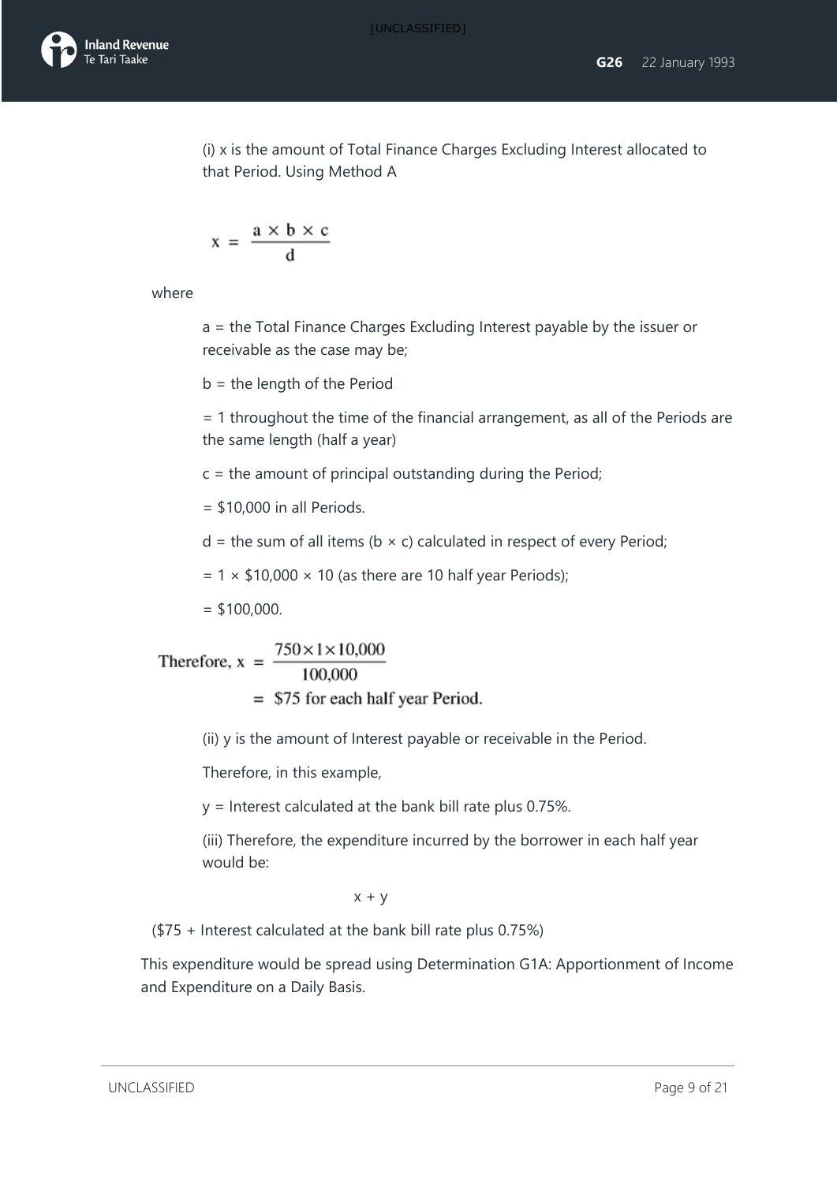(i) x is the amount of Total Finance Charges Excluding Interest allocated to that Period. Using Method A

$$x = \frac{a \times b \times c}{d}$$

where

a = the Total Finance Charges Excluding Interest payable by the issuer or receivable as the case may be;

b = the length of the Period

= 1 throughout the time of the financial arrangement, as all of the Periods are the same length (half a year)

c = the amount of principal outstanding during the Period;

= $10,000 in all Periods.

d = the sum of all items (b × c) calculated in respect of every Period;

= 1 × $10,000 × 10 (as there are 10 half year Periods);

= $100,000.

$$\text{Therefore, } x = \frac{750 \times 1 \times 10{,}000}{100{,}000}$$

$$= \$75 \text{ for each half year Period.}$$

(ii) y is the amount of Interest payable or receivable in the Period.

Therefore, in this example,

y = Interest calculated at the bank bill rate plus 0.75%.

(iii) Therefore, the expenditure incurred by the borrower in each half year would be:

$$x + y$$

($75 + Interest calculated at the bank bill rate plus 0.75%)

This expenditure would be spread using Determination G1A: Apportionment of Income and Expenditure on a Daily Basis.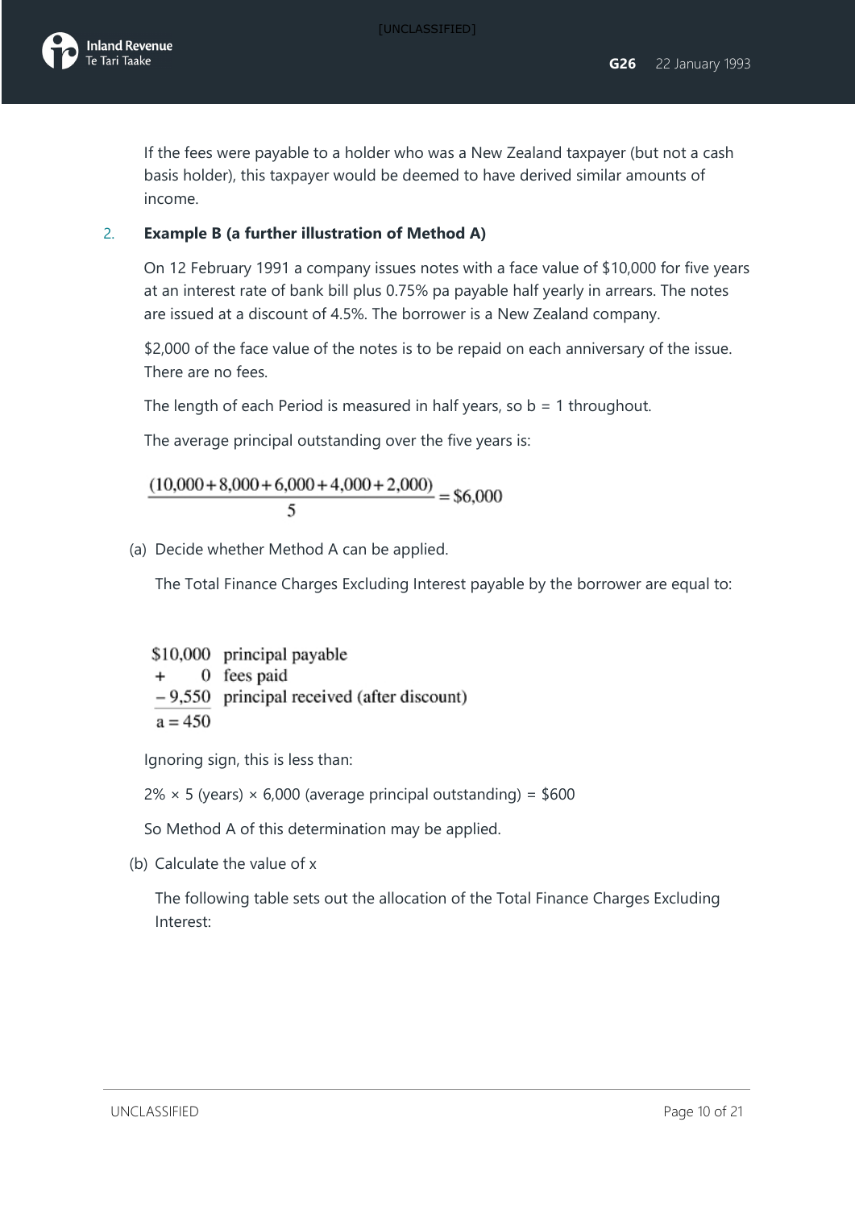If the fees were payable to a holder who was a New Zealand taxpayer (but not a cash basis holder), this taxpayer would be deemed to have derived similar amounts of income.

2. **Example B (a further illustration of Method A)**

On 12 February 1991 a company issues notes with a face value of $10,000 for five years at an interest rate of bank bill plus 0.75% pa payable half yearly in arrears. The notes are issued at a discount of 4.5%. The borrower is a New Zealand company.

$2,000 of the face value of the notes is to be repaid on each anniversary of the issue. There are no fees.

The length of each Period is measured in half years, so b = 1 throughout.

The average principal outstanding over the five years is:

$$\frac{(10{,}000 + 8{,}000 + 6{,}000 + 4{,}000 + 2{,}000)}{5} = \$6{,}000$$

(a) Decide whether Method A can be applied.

The Total Finance Charges Excluding Interest payable by the borrower are equal to:

$$\begin{array}{rl} \$10{,}000 & \text{principal payable} \\ + \quad 0 & \text{fees paid} \\ -9{,}550 & \text{principal received (after discount)} \\ \hline a = 450 & \end{array}$$

Ignoring sign, this is less than:

2% × 5 (years) × 6,000 (average principal outstanding) = $600

So Method A of this determination may be applied.

(b) Calculate the value of x

The following table sets out the allocation of the Total Finance Charges Excluding Interest: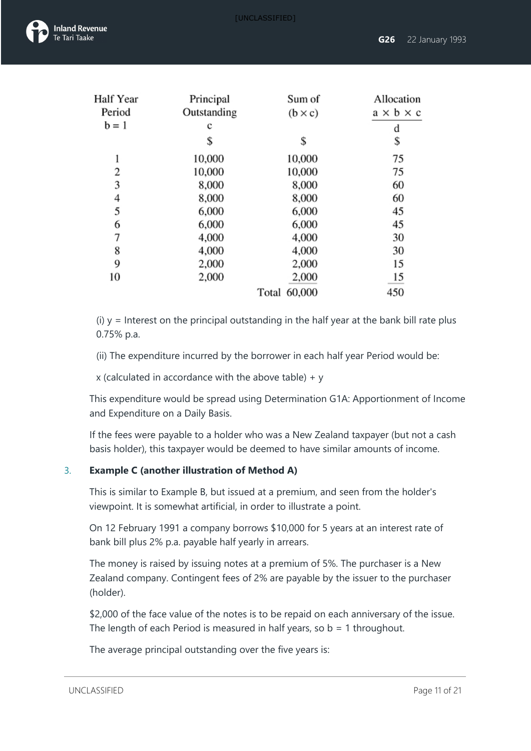| Half Year Period $b = 1$ | Principal Outstanding $c$ | Sum of $(b \times c)$ | Allocation $\frac{a \times b \times c}{d}$ |
|---|---|---|---|
| | \$ | \$ | \$ |
| 1 | 10,000 | 10,000 | 75 |
| 2 | 10,000 | 10,000 | 75 |
| 3 | 8,000 | 8,000 | 60 |
| 4 | 8,000 | 8,000 | 60 |
| 5 | 6,000 | 6,000 | 45 |
| 6 | 6,000 | 6,000 | 45 |
| 7 | 4,000 | 4,000 | 30 |
| 8 | 4,000 | 4,000 | 30 |
| 9 | 2,000 | 2,000 | 15 |
| 10 | 2,000 | 2,000 | 15 |
| | | Total 60,000 | 450 |

(i) y = Interest on the principal outstanding in the half year at the bank bill rate plus 0.75% p.a.

(ii) The expenditure incurred by the borrower in each half year Period would be:

x (calculated in accordance with the above table) + y

This expenditure would be spread using Determination G1A: Apportionment of Income and Expenditure on a Daily Basis.

If the fees were payable to a holder who was a New Zealand taxpayer (but not a cash basis holder), this taxpayer would be deemed to have similar amounts of income.

3. **Example C (another illustration of Method A)**

This is similar to Example B, but issued at a premium, and seen from the holder's viewpoint. It is somewhat artificial, in order to illustrate a point.

On 12 February 1991 a company borrows \$10,000 for 5 years at an interest rate of bank bill plus 2% p.a. payable half yearly in arrears.

The money is raised by issuing notes at a premium of 5%. The purchaser is a New Zealand company. Contingent fees of 2% are payable by the issuer to the purchaser (holder).

\$2,000 of the face value of the notes is to be repaid on each anniversary of the issue. The length of each Period is measured in half years, so b = 1 throughout.

The average principal outstanding over the five years is: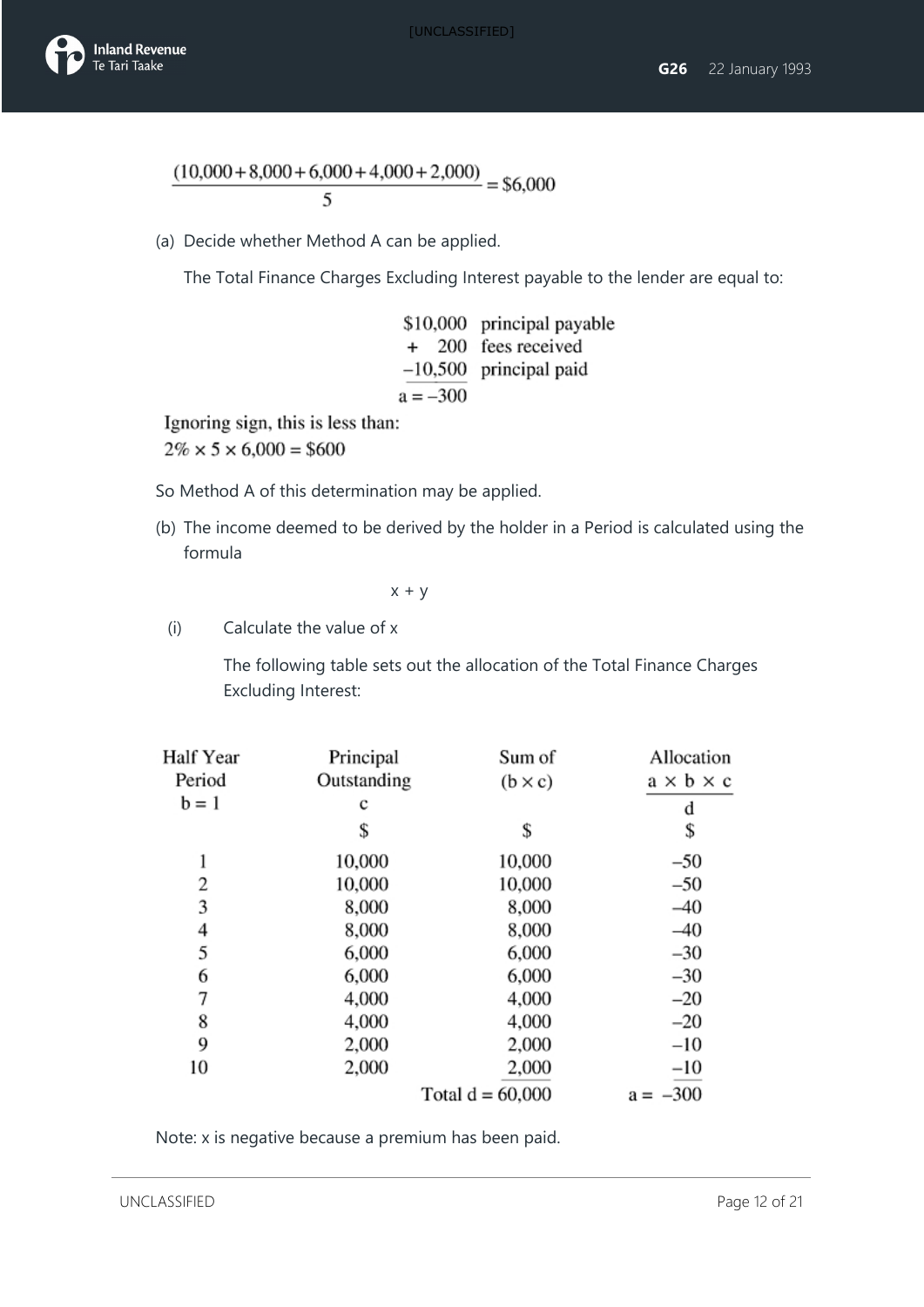$$\frac{(10{,}000+8{,}000+6{,}000+4{,}000+2{,}000)}{5} = \$6{,}000$$

(a) Decide whether Method A can be applied.

The Total Finance Charges Excluding Interest payable to the lender are equal to:

| | |
|---|---|
| $10,000 | principal payable |
| + 200 | fees received |
| −10,500 | principal paid |
| a = −300 | |

Ignoring sign, this is less than:

$2\% \times 5 \times 6{,}000 = \$600$

So Method A of this determination may be applied.

(b) The income deemed to be derived by the holder in a Period is calculated using the formula

$$x + y$$

(i) Calculate the value of x

The following table sets out the allocation of the Total Finance Charges Excluding Interest:

| Half Year Period b = 1 | Principal Outstanding c | Sum of (b × c) | Allocation $\frac{a \times b \times c}{d}$ |
|---|---|---|---|
| | $ | $ | $ |
| 1 | 10,000 | 10,000 | −50 |
| 2 | 10,000 | 10,000 | −50 |
| 3 | 8,000 | 8,000 | −40 |
| 4 | 8,000 | 8,000 | −40 |
| 5 | 6,000 | 6,000 | −30 |
| 6 | 6,000 | 6,000 | −30 |
| 7 | 4,000 | 4,000 | −20 |
| 8 | 4,000 | 4,000 | −20 |
| 9 | 2,000 | 2,000 | −10 |
| 10 | 2,000 | 2,000 | −10 |
| | | Total d = 60,000 | a = −300 |

Note: x is negative because a premium has been paid.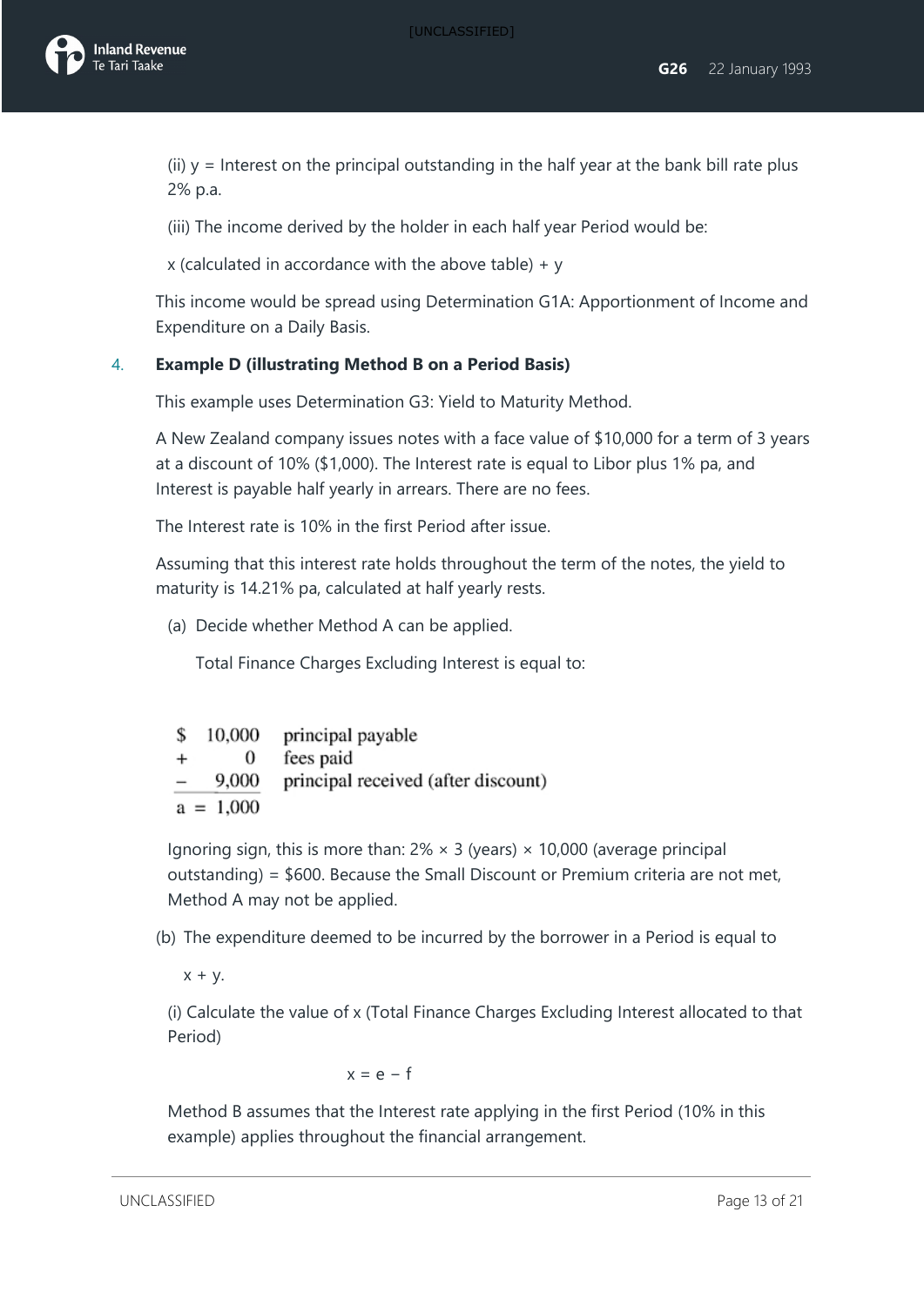(ii) y = Interest on the principal outstanding in the half year at the bank bill rate plus 2% p.a.

(iii) The income derived by the holder in each half year Period would be:

x (calculated in accordance with the above table) + y

This income would be spread using Determination G1A: Apportionment of Income and Expenditure on a Daily Basis.

4. **Example D (illustrating Method B on a Period Basis)**

This example uses Determination G3: Yield to Maturity Method.

A New Zealand company issues notes with a face value of $10,000 for a term of 3 years at a discount of 10% ($1,000). The Interest rate is equal to Libor plus 1% pa, and Interest is payable half yearly in arrears. There are no fees.

The Interest rate is 10% in the first Period after issue.

Assuming that this interest rate holds throughout the term of the notes, the yield to maturity is 14.21% pa, calculated at half yearly rests.

(a) Decide whether Method A can be applied.

Total Finance Charges Excluding Interest is equal to:

| | | |
|---|---|---|
| $ | 10,000 | principal payable |
| + | 0 | fees paid |
| − | 9,000 | principal received (after discount) |
| a = | 1,000 | |

Ignoring sign, this is more than: 2% × 3 (years) × 10,000 (average principal outstanding) = $600. Because the Small Discount or Premium criteria are not met, Method A may not be applied.

(b) The expenditure deemed to be incurred by the borrower in a Period is equal to

$x + y$.

(i) Calculate the value of x (Total Finance Charges Excluding Interest allocated to that Period)

$$x = e - f$$

Method B assumes that the Interest rate applying in the first Period (10% in this example) applies throughout the financial arrangement.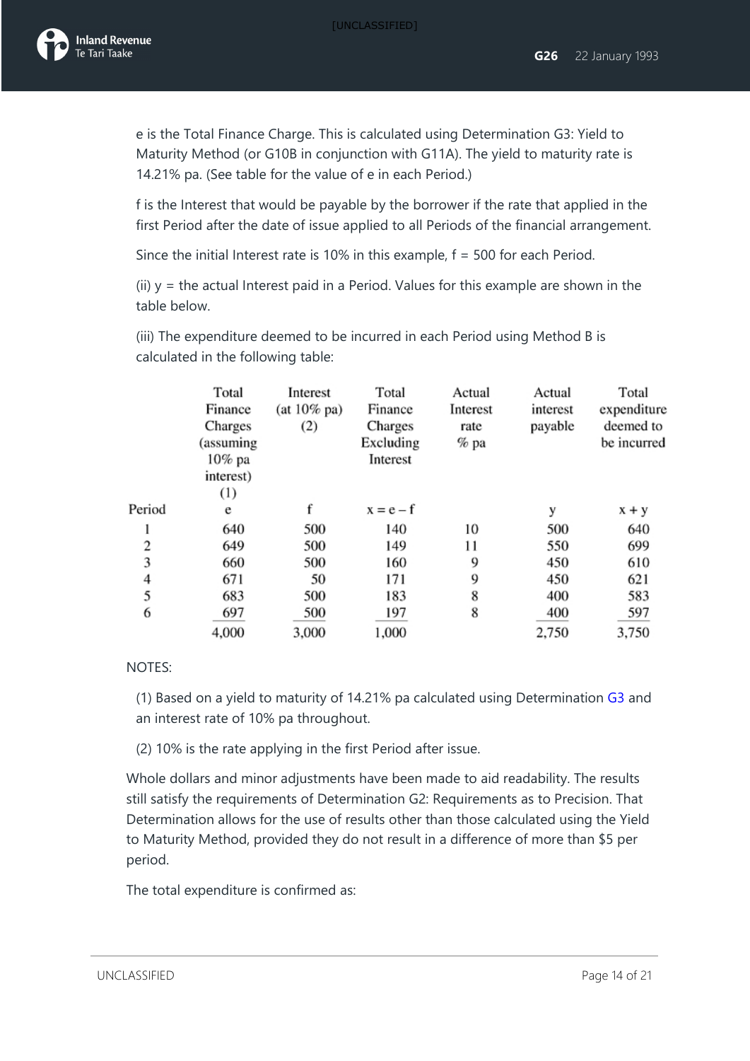e is the Total Finance Charge. This is calculated using Determination G3: Yield to Maturity Method (or G10B in conjunction with G11A). The yield to maturity rate is 14.21% pa. (See table for the value of e in each Period.)

f is the Interest that would be payable by the borrower if the rate that applied in the first Period after the date of issue applied to all Periods of the financial arrangement.

Since the initial Interest rate is 10% in this example, f = 500 for each Period.

(ii) y = the actual Interest paid in a Period. Values for this example are shown in the table below.

(iii) The expenditure deemed to be incurred in each Period using Method B is calculated in the following table:

| | Total Finance Charges (assuming 10% pa interest) (1) | Interest (at 10% pa) (2) | Total Finance Charges Excluding Interest | Actual Interest rate % pa | Actual interest payable | Total expenditure deemed to be incurred |
|---|---|---|---|---|---|---|
| Period | e | f | x = e – f | | y | x + y |
| 1 | 640 | 500 | 140 | 10 | 500 | 640 |
| 2 | 649 | 500 | 149 | 11 | 550 | 699 |
| 3 | 660 | 500 | 160 | 9 | 450 | 610 |
| 4 | 671 | 50 | 171 | 9 | 450 | 621 |
| 5 | 683 | 500 | 183 | 8 | 400 | 583 |
| 6 | 697 | 500 | 197 | 8 | 400 | 597 |
| | 4,000 | 3,000 | 1,000 | | 2,750 | 3,750 |

NOTES:

(1) Based on a yield to maturity of 14.21% pa calculated using Determination G3 and an interest rate of 10% pa throughout.

(2) 10% is the rate applying in the first Period after issue.

Whole dollars and minor adjustments have been made to aid readability. The results still satisfy the requirements of Determination G2: Requirements as to Precision. That Determination allows for the use of results other than those calculated using the Yield to Maturity Method, provided they do not result in a difference of more than $5 per period.

The total expenditure is confirmed as: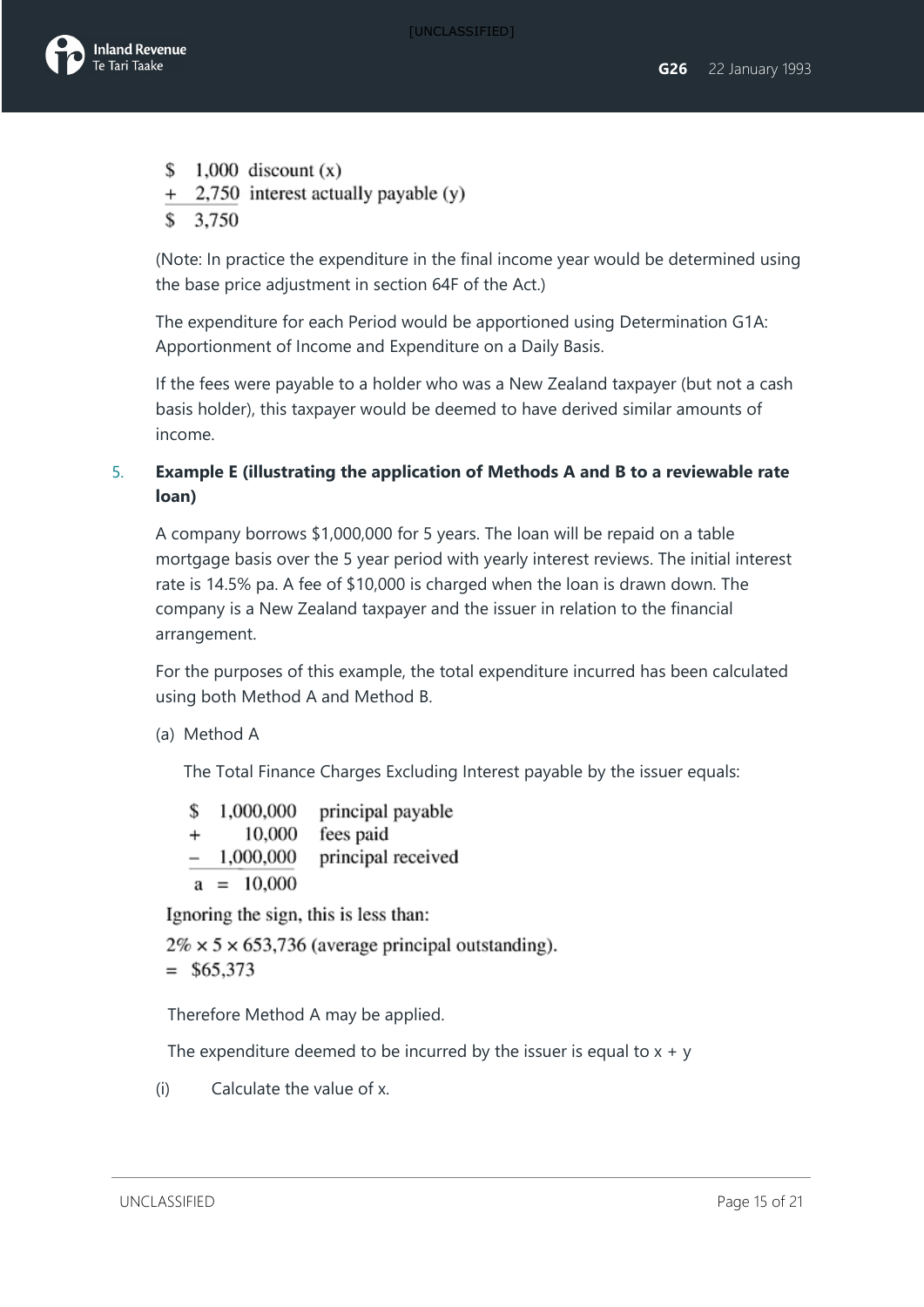$ 1,000 discount (x)
+ 2,750 interest actually payable (y)
$ 3,750

(Note: In practice the expenditure in the final income year would be determined using the base price adjustment in section 64F of the Act.)

The expenditure for each Period would be apportioned using Determination G1A: Apportionment of Income and Expenditure on a Daily Basis.

If the fees were payable to a holder who was a New Zealand taxpayer (but not a cash basis holder), this taxpayer would be deemed to have derived similar amounts of income.

5. **Example E (illustrating the application of Methods A and B to a reviewable rate loan)**

A company borrows $1,000,000 for 5 years. The loan will be repaid on a table mortgage basis over the 5 year period with yearly interest reviews. The initial interest rate is 14.5% pa. A fee of $10,000 is charged when the loan is drawn down. The company is a New Zealand taxpayer and the issuer in relation to the financial arrangement.

For the purposes of this example, the total expenditure incurred has been calculated using both Method A and Method B.

(a) Method A

The Total Finance Charges Excluding Interest payable by the issuer equals:

$ 1,000,000 principal payable
+ 10,000 fees paid
− 1,000,000 principal received
a = 10,000

Ignoring the sign, this is less than:

2% × 5 × 653,736 (average principal outstanding).
= $65,373

Therefore Method A may be applied.

The expenditure deemed to be incurred by the issuer is equal to x + y

(i) Calculate the value of x.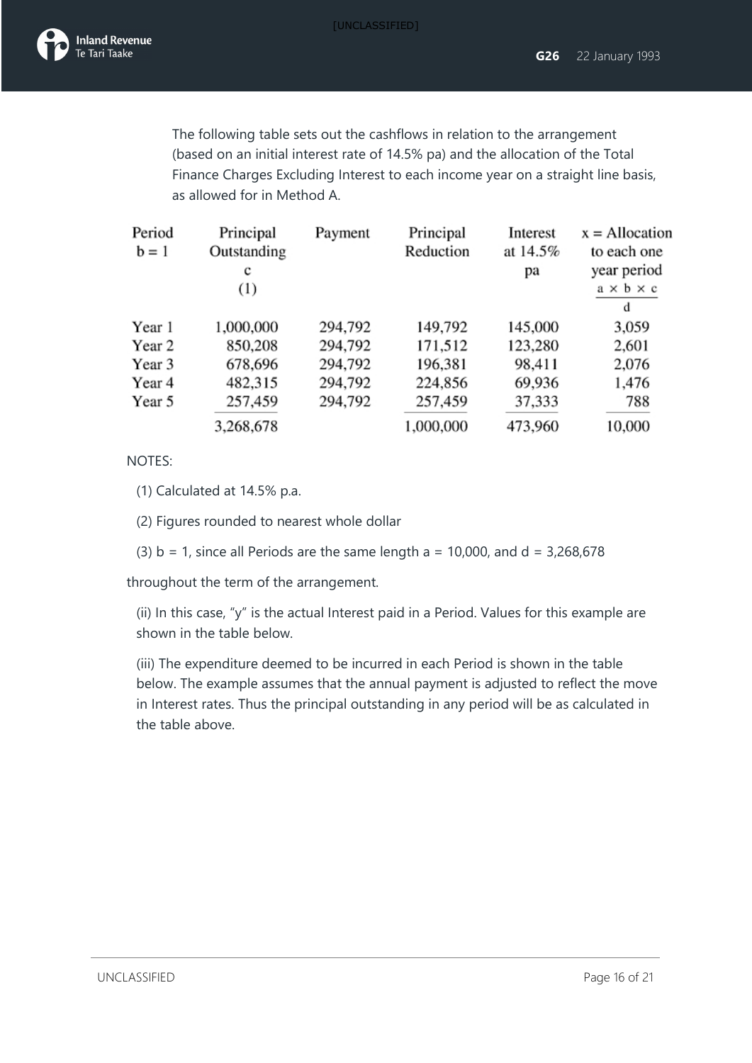The following table sets out the cashflows in relation to the arrangement (based on an initial interest rate of 14.5% pa) and the allocation of the Total Finance Charges Excluding Interest to each income year on a straight line basis, as allowed for in Method A.

| Period $b = 1$ | Principal Outstanding c (1) | Payment | Principal Reduction | Interest at 14.5% pa | $x$ = Allocation to each one year period $\frac{a \times b \times c}{d}$ |
|---|---|---|---|---|---|
| Year 1 | 1,000,000 | 294,792 | 149,792 | 145,000 | 3,059 |
| Year 2 | 850,208 | 294,792 | 171,512 | 123,280 | 2,601 |
| Year 3 | 678,696 | 294,792 | 196,381 | 98,411 | 2,076 |
| Year 4 | 482,315 | 294,792 | 224,856 | 69,936 | 1,476 |
| Year 5 | 257,459 | 294,792 | 257,459 | 37,333 | 788 |
| | 3,268,678 | | 1,000,000 | 473,960 | 10,000 |

NOTES:

(1) Calculated at 14.5% p.a.

(2) Figures rounded to nearest whole dollar

(3) $b = 1$, since all Periods are the same length $a = 10{,}000$, and $d = 3{,}268{,}678$

throughout the term of the arrangement.

(ii) In this case, "y" is the actual Interest paid in a Period. Values for this example are shown in the table below.

(iii) The expenditure deemed to be incurred in each Period is shown in the table below. The example assumes that the annual payment is adjusted to reflect the move in Interest rates. Thus the principal outstanding in any period will be as calculated in the table above.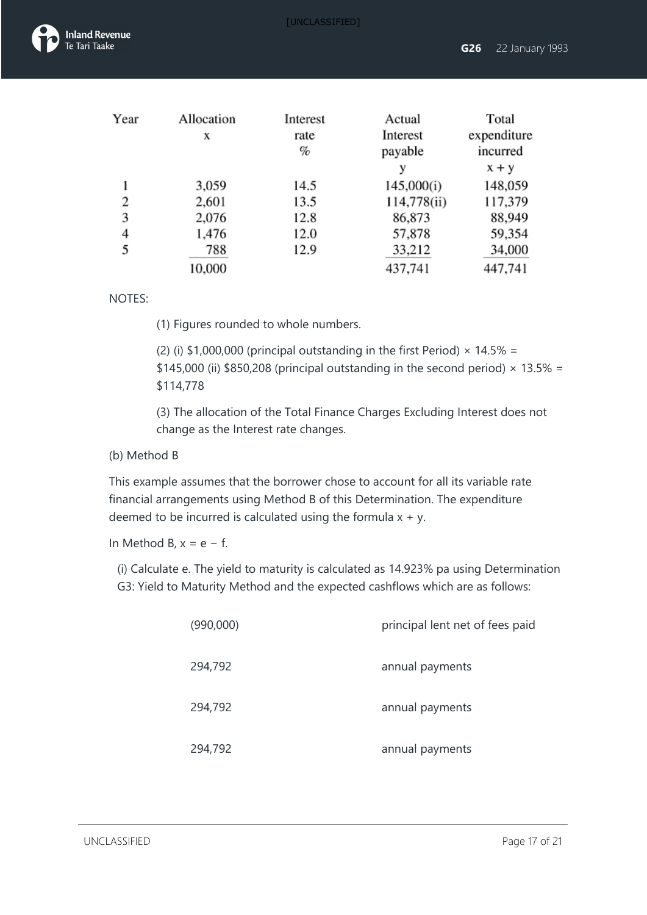| Year | Allocation<br>x | Interest rate<br>% | Actual Interest payable<br>y | Total expenditure incurred<br>x + y |
|---|---|---|---|---|
| 1 | 3,059 | 14.5 | 145,000(i) | 148,059 |
| 2 | 2,601 | 13.5 | 114,778(ii) | 117,379 |
| 3 | 2,076 | 12.8 | 86,873 | 88,949 |
| 4 | 1,476 | 12.0 | 57,878 | 59,354 |
| 5 | 788 | 12.9 | 33,212 | 34,000 |
| | 10,000 | | 437,741 | 447,741 |

NOTES:

(1) Figures rounded to whole numbers.

(2) (i) $1,000,000 (principal outstanding in the first Period) × 14.5% = $145,000 (ii) $850,208 (principal outstanding in the second period) × 13.5% = $114,778

(3) The allocation of the Total Finance Charges Excluding Interest does not change as the Interest rate changes.

(b) Method B

This example assumes that the borrower chose to account for all its variable rate financial arrangements using Method B of this Determination. The expenditure deemed to be incurred is calculated using the formula $x + y$.

In Method B, $x = e - f$.

(i) Calculate e. The yield to maturity is calculated as 14.923% pa using Determination G3: Yield to Maturity Method and the expected cashflows which are as follows:

| | |
|---|---|
| (990,000) | principal lent net of fees paid |
| 294,792 | annual payments |
| 294,792 | annual payments |
| 294,792 | annual payments |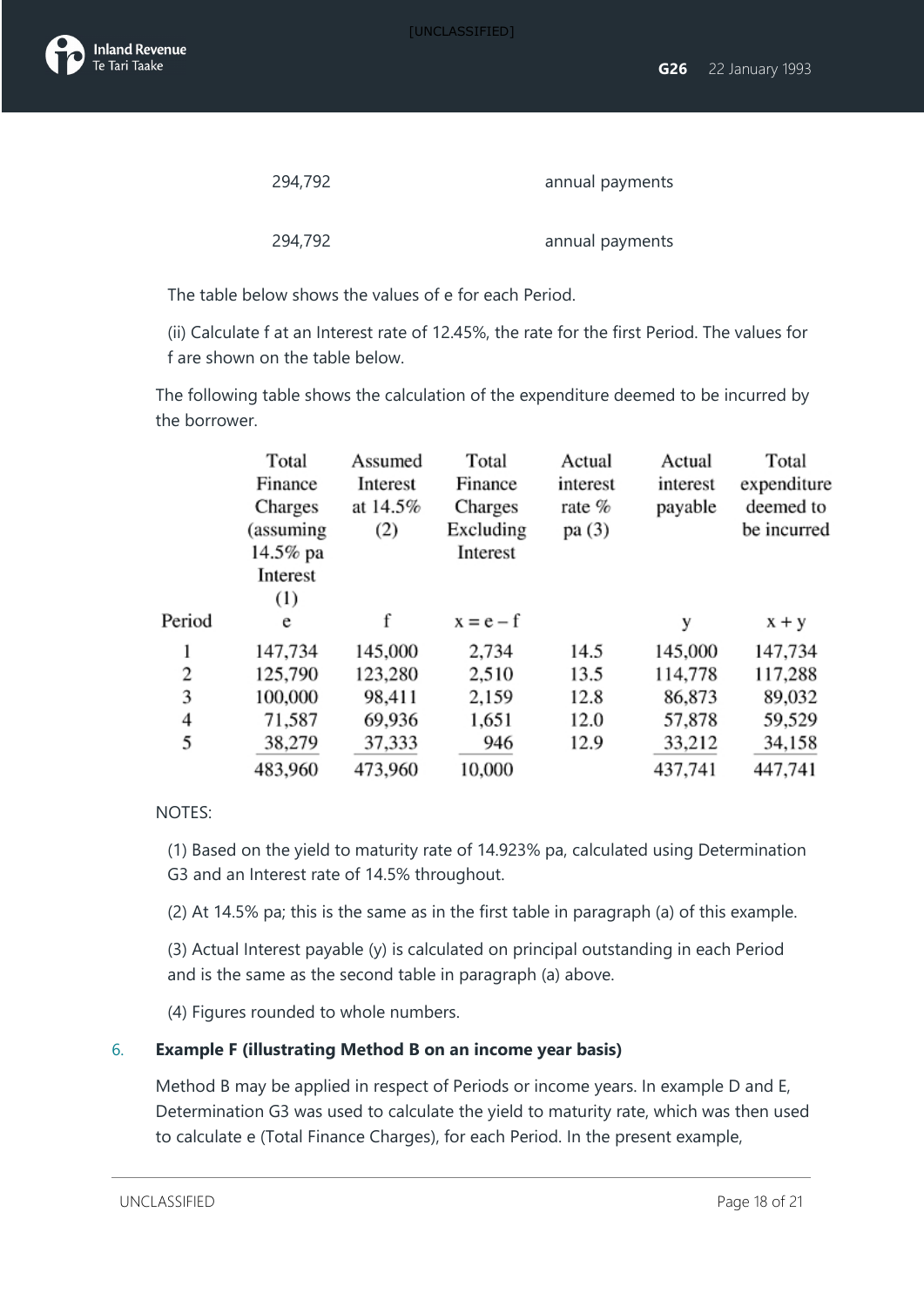| 294,792 | annual payments |
|---|---|
| 294,792 | annual payments |

The table below shows the values of e for each Period.

(ii) Calculate f at an Interest rate of 12.45%, the rate for the first Period. The values for f are shown on the table below.

The following table shows the calculation of the expenditure deemed to be incurred by the borrower.

| Period | Total Finance Charges (assuming 14.5% pa Interest (1) | Assumed Interest at 14.5% (2) | Total Finance Charges Excluding Interest | Actual interest rate % pa (3) | Actual interest payable | Total expenditure deemed to be incurred |
|---|---|---|---|---|---|---|
| | e | f | x = e − f | | y | x + y |
| 1 | 147,734 | 145,000 | 2,734 | 14.5 | 145,000 | 147,734 |
| 2 | 125,790 | 123,280 | 2,510 | 13.5 | 114,778 | 117,288 |
| 3 | 100,000 | 98,411 | 2,159 | 12.8 | 86,873 | 89,032 |
| 4 | 71,587 | 69,936 | 1,651 | 12.0 | 57,878 | 59,529 |
| 5 | 38,279 | 37,333 | 946 | 12.9 | 33,212 | 34,158 |
| | 483,960 | 473,960 | 10,000 | | 437,741 | 447,741 |

NOTES:

(1) Based on the yield to maturity rate of 14.923% pa, calculated using Determination G3 and an Interest rate of 14.5% throughout.

(2) At 14.5% pa; this is the same as in the first table in paragraph (a) of this example.

(3) Actual Interest payable (y) is calculated on principal outstanding in each Period and is the same as the second table in paragraph (a) above.

(4) Figures rounded to whole numbers.

6. **Example F (illustrating Method B on an income year basis)**

Method B may be applied in respect of Periods or income years. In example D and E, Determination G3 was used to calculate the yield to maturity rate, which was then used to calculate e (Total Finance Charges), for each Period. In the present example,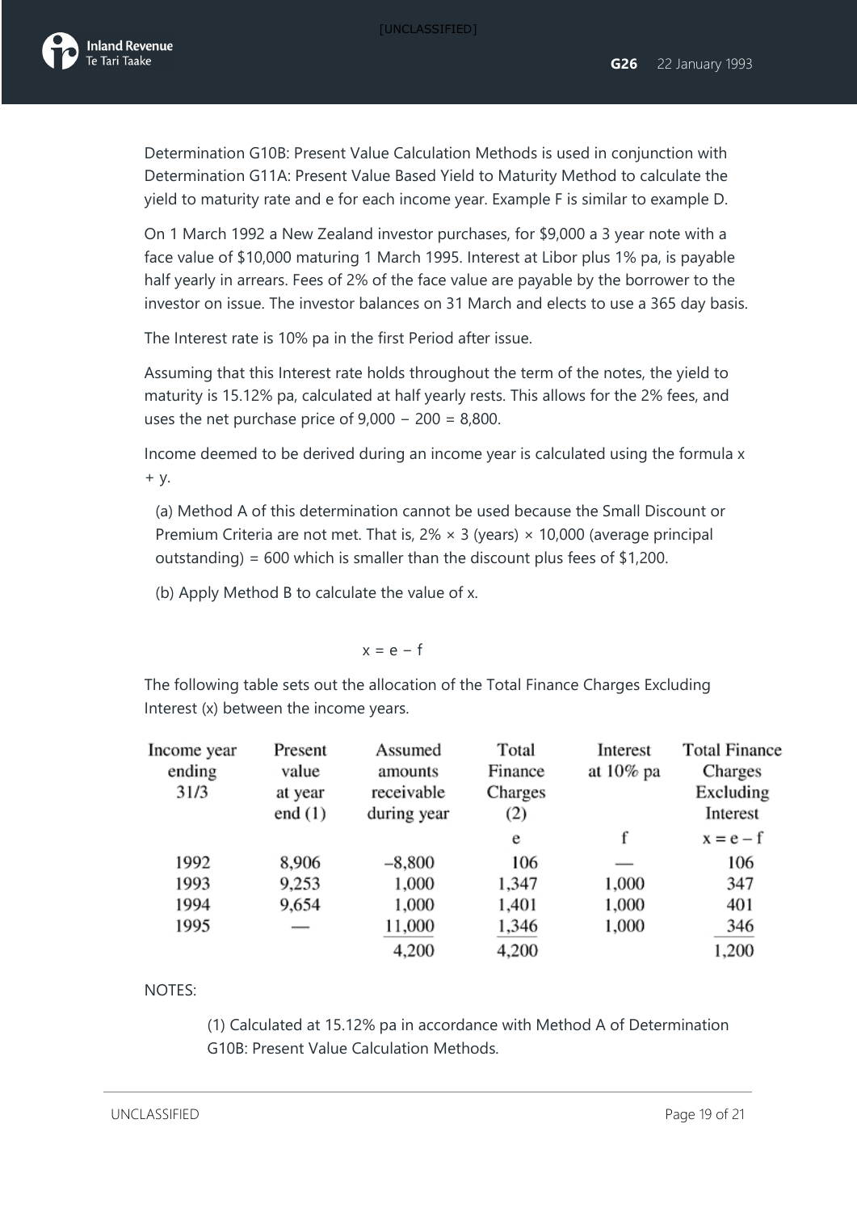Determination G10B: Present Value Calculation Methods is used in conjunction with Determination G11A: Present Value Based Yield to Maturity Method to calculate the yield to maturity rate and e for each income year. Example F is similar to example D.

On 1 March 1992 a New Zealand investor purchases, for $9,000 a 3 year note with a face value of $10,000 maturing 1 March 1995. Interest at Libor plus 1% pa, is payable half yearly in arrears. Fees of 2% of the face value are payable by the borrower to the investor on issue. The investor balances on 31 March and elects to use a 365 day basis.

The Interest rate is 10% pa in the first Period after issue.

Assuming that this Interest rate holds throughout the term of the notes, the yield to maturity is 15.12% pa, calculated at half yearly rests. This allows for the 2% fees, and uses the net purchase price of 9,000 − 200 = 8,800.

Income deemed to be derived during an income year is calculated using the formula x + y.

(a) Method A of this determination cannot be used because the Small Discount or Premium Criteria are not met. That is, 2% × 3 (years) × 10,000 (average principal outstanding) = 600 which is smaller than the discount plus fees of $1,200.

(b) Apply Method B to calculate the value of x.

$$x = e - f$$

The following table sets out the allocation of the Total Finance Charges Excluding Interest (x) between the income years.

| Income year ending 31/3 | Present value at year end (1) | Assumed amounts receivable during year | Total Finance Charges (2) | Interest at 10% pa | Total Finance Charges Excluding Interest |
|---|---|---|---|---|---|
| | | | e | f | x = e − f |
| 1992 | 8,906 | −8,800 | 106 | — | 106 |
| 1993 | 9,253 | 1,000 | 1,347 | 1,000 | 347 |
| 1994 | 9,654 | 1,000 | 1,401 | 1,000 | 401 |
| 1995 | — | 11,000 | 1,346 | 1,000 | 346 |
| | | 4,200 | 4,200 | | 1,200 |

NOTES:

(1) Calculated at 15.12% pa in accordance with Method A of Determination G10B: Present Value Calculation Methods.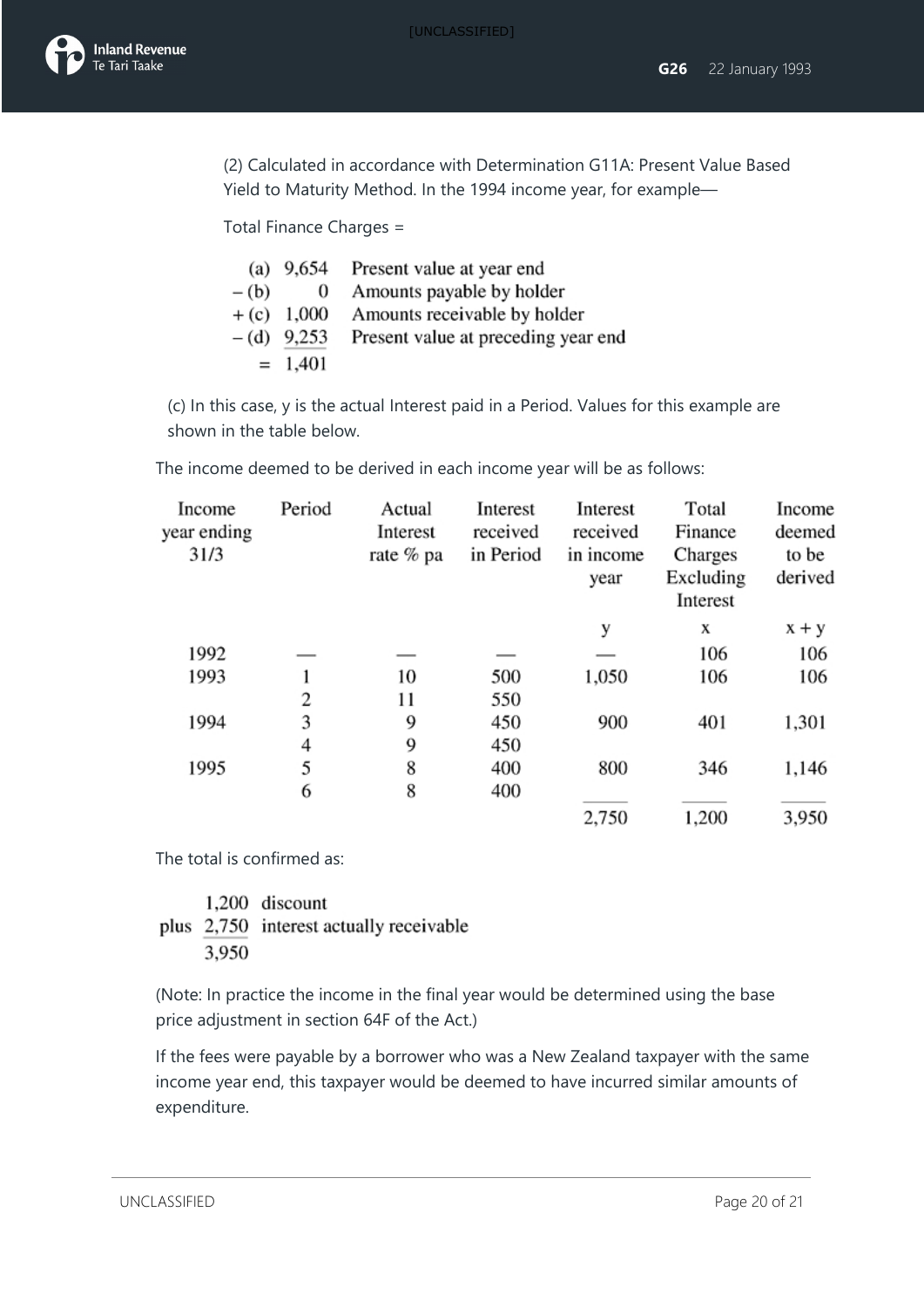(2) Calculated in accordance with Determination G11A: Present Value Based Yield to Maturity Method. In the 1994 income year, for example—

Total Finance Charges =

| | | |
|---|---|---|
| (a) | 9,654 | Present value at year end |
| – (b) | 0 | Amounts payable by holder |
| + (c) | 1,000 | Amounts receivable by holder |
| – (d) | 9,253 | Present value at preceding year end |
| = | 1,401 | |

(c) In this case, y is the actual Interest paid in a Period. Values for this example are shown in the table below.

The income deemed to be derived in each income year will be as follows:

| Income year ending 31/3 | Period | Actual Interest rate % pa | Interest received in Period | Interest received in income year | Total Finance Charges Excluding Interest | Income deemed to be derived |
|---|---|---|---|---|---|---|
| | | | | y | x | x + y |
| 1992 | — | — | — | — | 106 | 106 |
| 1993 | 1 | 10 | 500 | 1,050 | 106 | 106 |
| | 2 | 11 | 550 | | | |
| 1994 | 3 | 9 | 450 | 900 | 401 | 1,301 |
| | 4 | 9 | 450 | | | |
| 1995 | 5 | 8 | 400 | 800 | 346 | 1,146 |
| | 6 | 8 | 400 | | | |
| | | | | 2,750 | 1,200 | 3,950 |

The total is confirmed as:

| | | |
|---|---|---|
| | 1,200 | discount |
| plus | 2,750 | interest actually receivable |
| | 3,950 | |

(Note: In practice the income in the final year would be determined using the base price adjustment in section 64F of the Act.)

If the fees were payable by a borrower who was a New Zealand taxpayer with the same income year end, this taxpayer would be deemed to have incurred similar amounts of expenditure.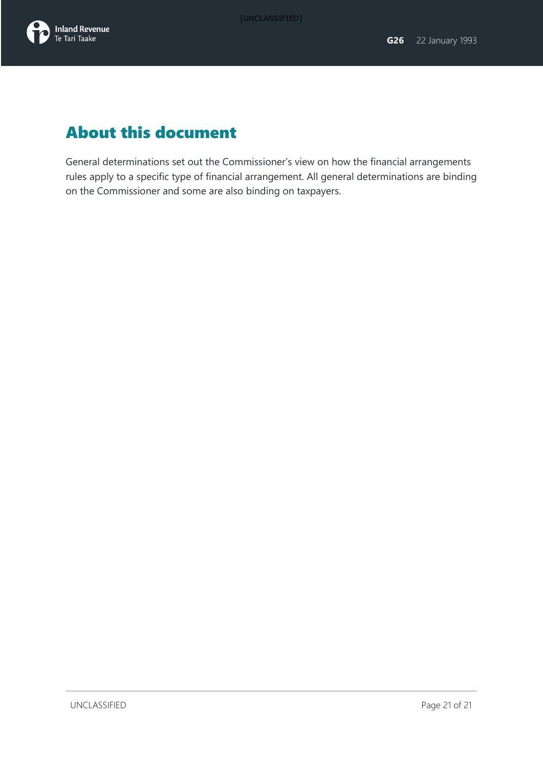# About this document

General determinations set out the Commissioner's view on how the financial arrangements rules apply to a specific type of financial arrangement. All general determinations are binding on the Commissioner and some are also binding on taxpayers.